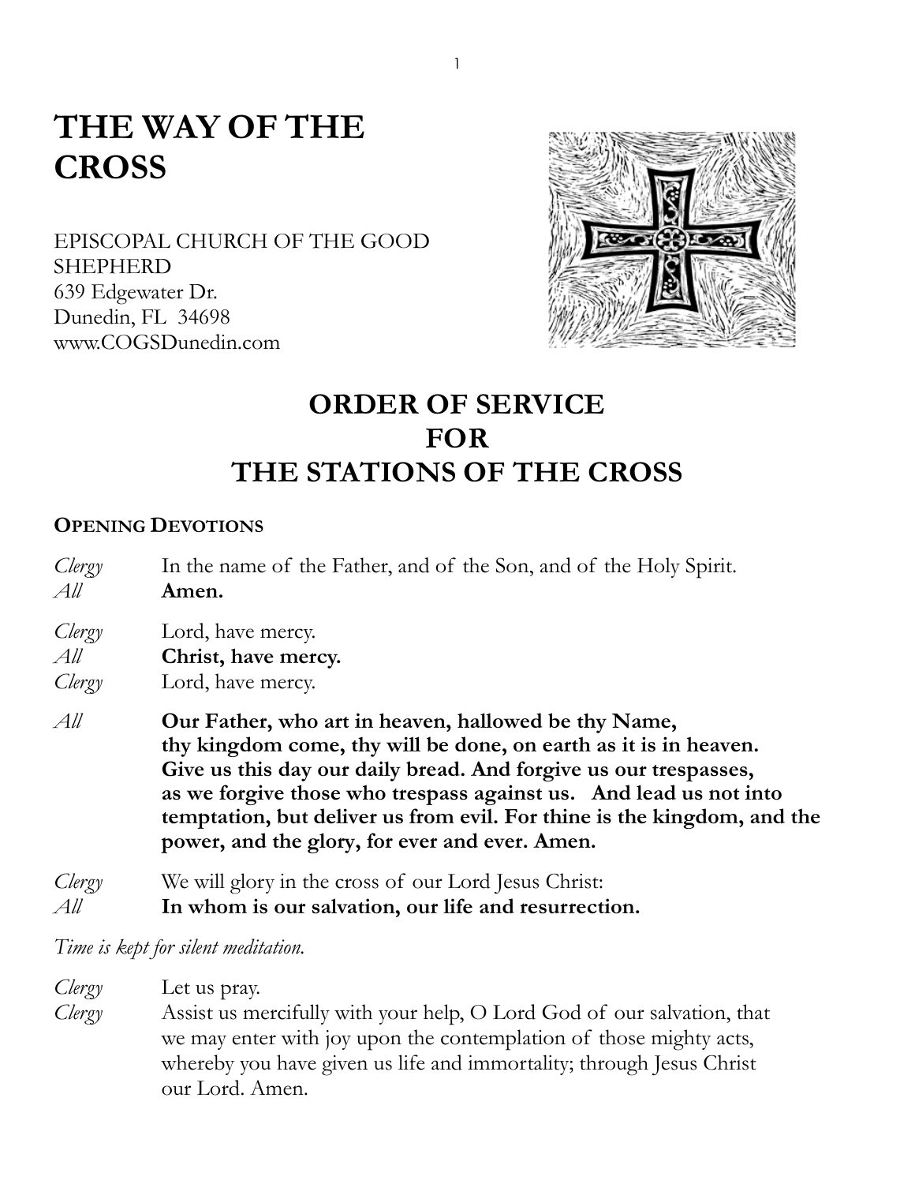# THE WAY OF THE CROSS

EPISCOPAL CHURCH OF THE GOOD SHEPHERD
639 Edgewater Dr.
Dunedin, FL 34698
www.COGSDunedin.com

## ORDER OF SERVICE FOR THE STATIONS OF THE CROSS

### OPENING DEVOTIONS

*Clergy* In the name of the Father, and of the Son, and of the Holy Spirit.
*All* **Amen.**

*Clergy* Lord, have mercy.
*All* **Christ, have mercy.**
*Clergy* Lord, have mercy.

*All* **Our Father, who art in heaven, hallowed be thy Name, thy kingdom come, thy will be done, on earth as it is in heaven. Give us this day our daily bread. And forgive us our trespasses, as we forgive those who trespass against us. And lead us not into temptation, but deliver us from evil. For thine is the kingdom, and the power, and the glory, for ever and ever. Amen.**

*Clergy* We will glory in the cross of our Lord Jesus Christ:
*All* **In whom is our salvation, our life and resurrection.**

*Time is kept for silent meditation.*

*Clergy* Let us pray.
*Clergy* Assist us mercifully with your help, O Lord God of our salvation, that we may enter with joy upon the contemplation of those mighty acts, whereby you have given us life and immortality; through Jesus Christ our Lord. Amen.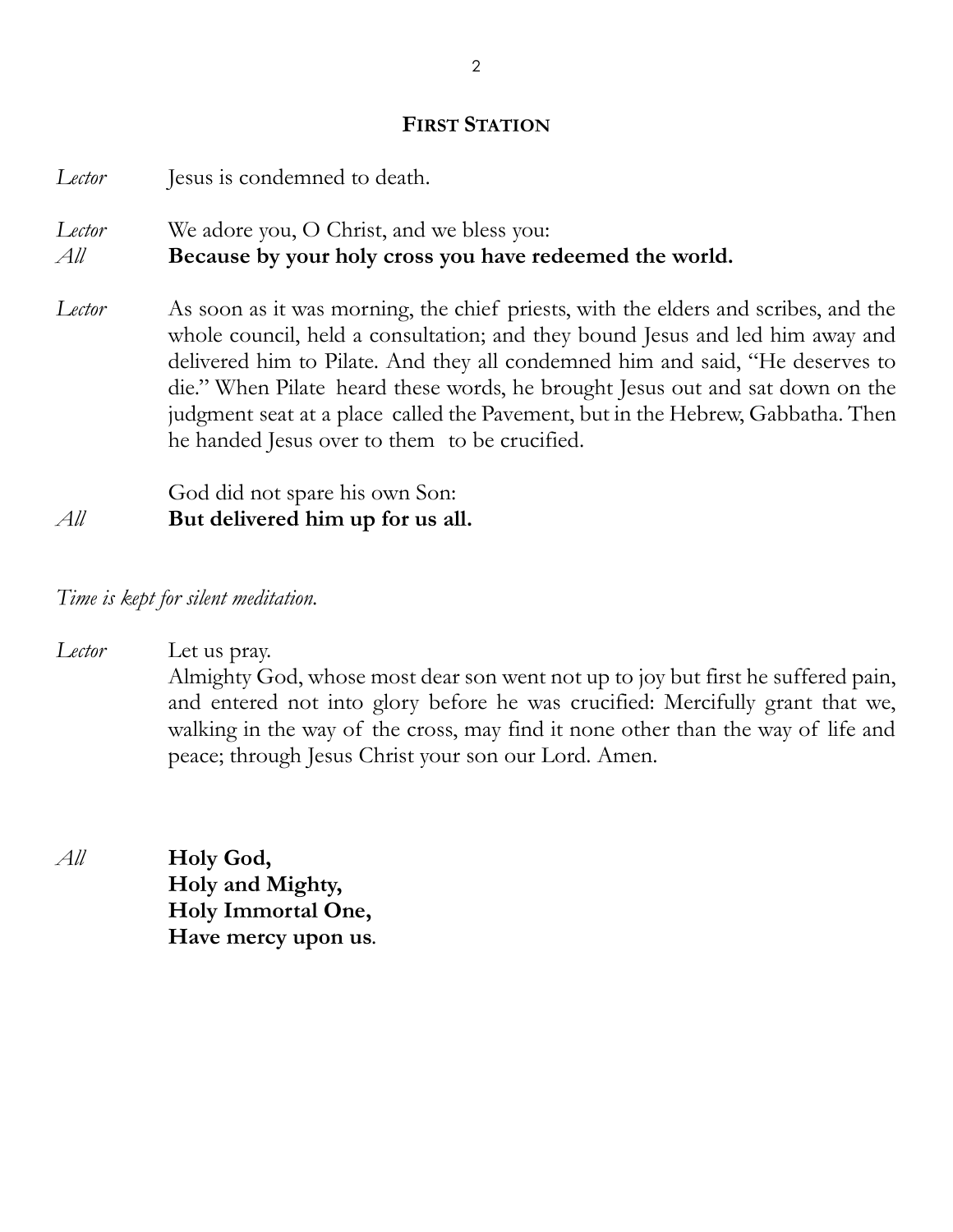## FIRST STATION

*Lector* Jesus is condemned to death.

*Lector* We adore you, O Christ, and we bless you:
*All* **Because by your holy cross you have redeemed the world.**

*Lector* As soon as it was morning, the chief priests, with the elders and scribes, and the whole council, held a consultation; and they bound Jesus and led him away and delivered him to Pilate. And they all condemned him and said, "He deserves to die." When Pilate heard these words, he brought Jesus out and sat down on the judgment seat at a place called the Pavement, but in the Hebrew, Gabbatha. Then he handed Jesus over to them to be crucified.

God did not spare his own Son:
*All* **But delivered him up for us all.**

*Time is kept for silent meditation.*

*Lector* Let us pray.
Almighty God, whose most dear son went not up to joy but first he suffered pain, and entered not into glory before he was crucified: Mercifully grant that we, walking in the way of the cross, may find it none other than the way of life and peace; through Jesus Christ your son our Lord. Amen.

*All* **Holy God,**
**Holy and Mighty,**
**Holy Immortal One,**
**Have mercy upon us**.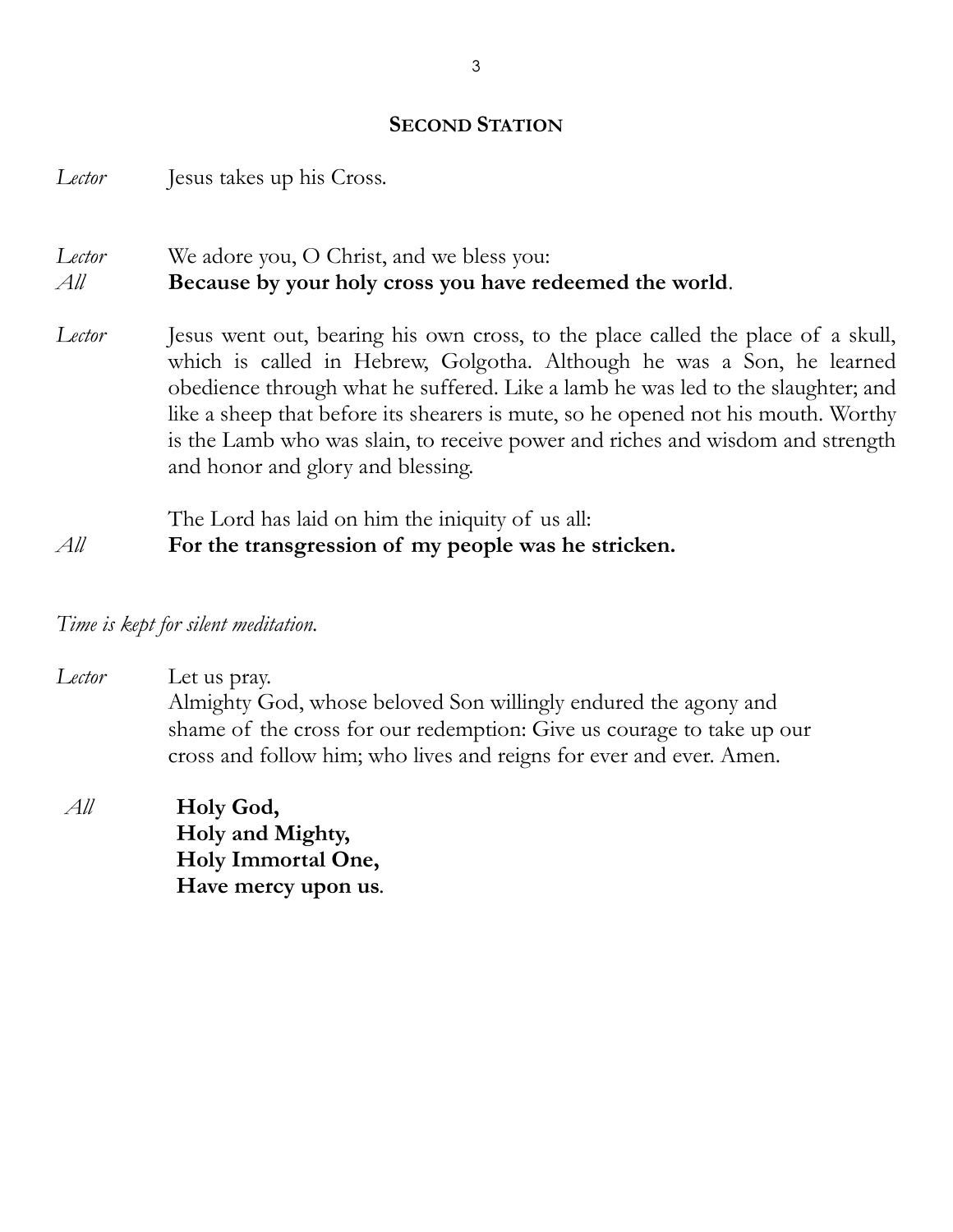## SECOND STATION

*Lector* Jesus takes up his Cross.

*Lector* We adore you, O Christ, and we bless you:
*All* **Because by your holy cross you have redeemed the world**.

*Lector* Jesus went out, bearing his own cross, to the place called the place of a skull, which is called in Hebrew, Golgotha. Although he was a Son, he learned obedience through what he suffered. Like a lamb he was led to the slaughter; and like a sheep that before its shearers is mute, so he opened not his mouth. Worthy is the Lamb who was slain, to receive power and riches and wisdom and strength and honor and glory and blessing.

The Lord has laid on him the iniquity of us all:
*All* **For the transgression of my people was he stricken.**

*Time is kept for silent meditation.*

*Lector* Let us pray.
Almighty God, whose beloved Son willingly endured the agony and shame of the cross for our redemption: Give us courage to take up our cross and follow him; who lives and reigns for ever and ever. Amen.

*All* **Holy God,**
**Holy and Mighty,**
**Holy Immortal One,**
**Have mercy upon us**.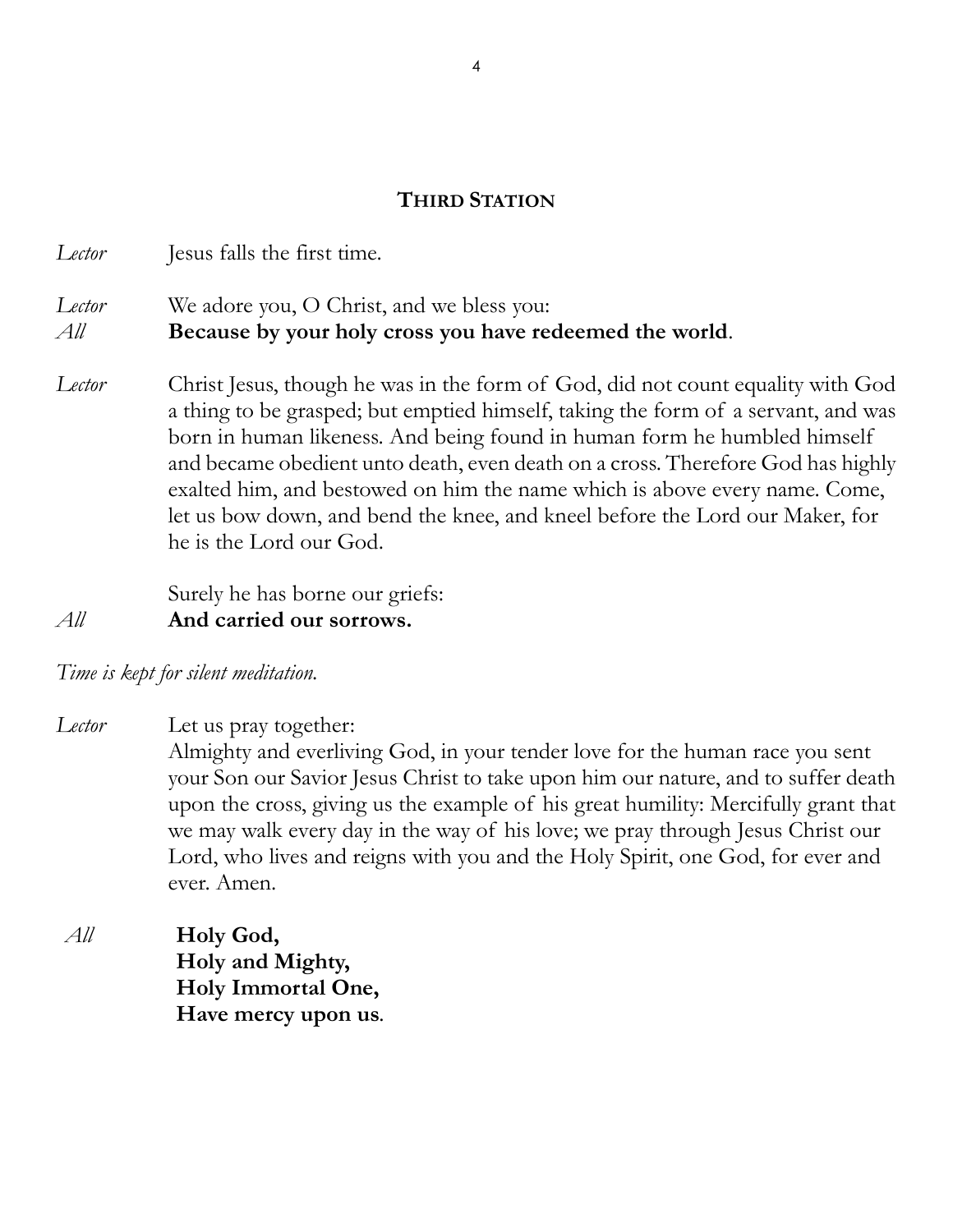## Third Station

*Lector* Jesus falls the first time.

*Lector* We adore you, O Christ, and we bless you:
*All* **Because by your holy cross you have redeemed the world**.

*Lector* Christ Jesus, though he was in the form of God, did not count equality with God a thing to be grasped; but emptied himself, taking the form of a servant, and was born in human likeness. And being found in human form he humbled himself and became obedient unto death, even death on a cross. Therefore God has highly exalted him, and bestowed on him the name which is above every name. Come, let us bow down, and bend the knee, and kneel before the Lord our Maker, for he is the Lord our God.

Surely he has borne our griefs:
*All* **And carried our sorrows.**

*Time is kept for silent meditation.*

*Lector* Let us pray together:
Almighty and everliving God, in your tender love for the human race you sent your Son our Savior Jesus Christ to take upon him our nature, and to suffer death upon the cross, giving us the example of his great humility: Mercifully grant that we may walk every day in the way of his love; we pray through Jesus Christ our Lord, who lives and reigns with you and the Holy Spirit, one God, for ever and ever. Amen.

*All* **Holy God,**
**Holy and Mighty,**
**Holy Immortal One,**
**Have mercy upon us**.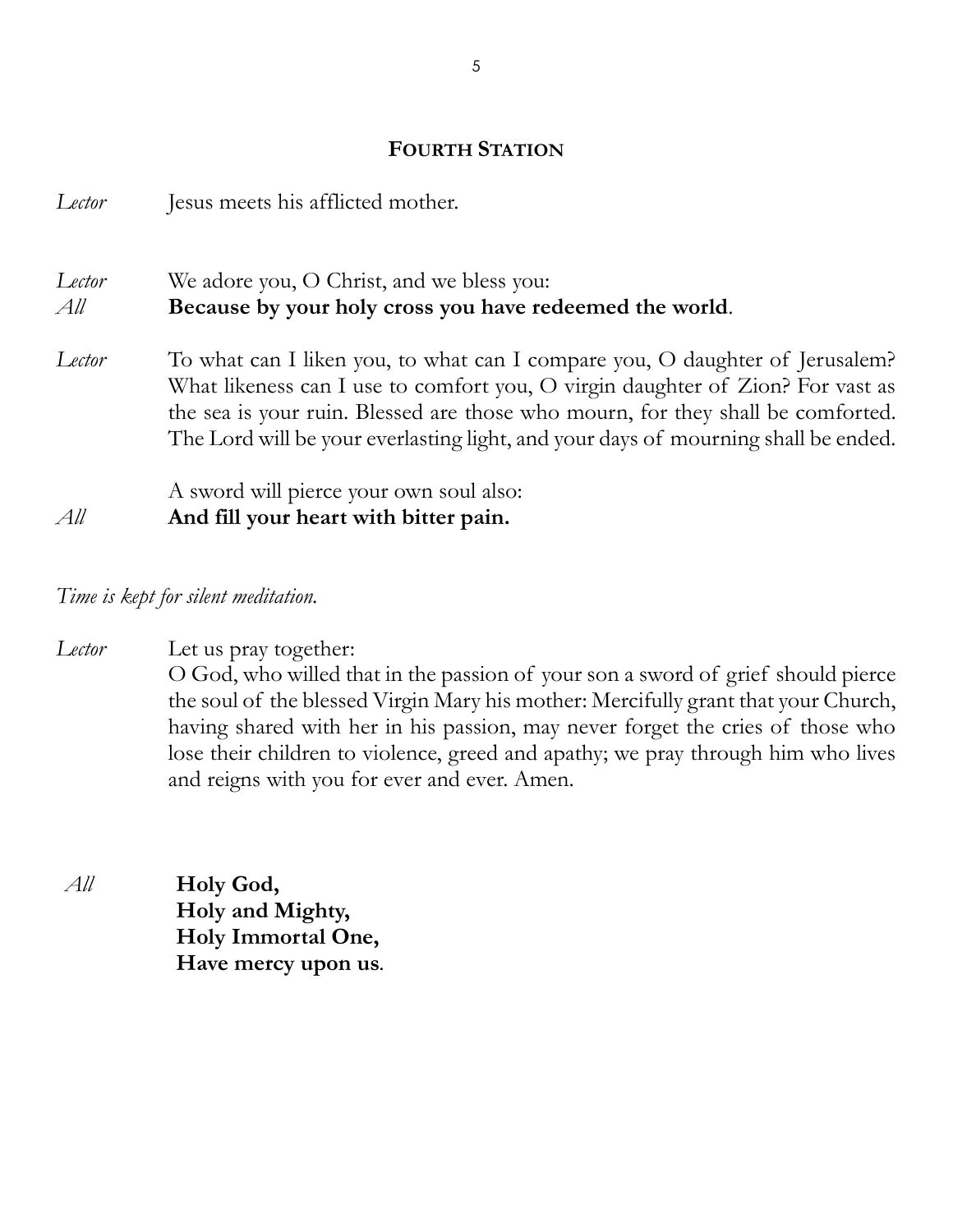## FOURTH STATION

*Lector* Jesus meets his afflicted mother.

*Lector* We adore you, O Christ, and we bless you:
*All* **Because by your holy cross you have redeemed the world**.

*Lector* To what can I liken you, to what can I compare you, O daughter of Jerusalem? What likeness can I use to comfort you, O virgin daughter of Zion? For vast as the sea is your ruin. Blessed are those who mourn, for they shall be comforted. The Lord will be your everlasting light, and your days of mourning shall be ended.

A sword will pierce your own soul also:
*All* **And fill your heart with bitter pain.**

*Time is kept for silent meditation.*

*Lector* Let us pray together:
O God, who willed that in the passion of your son a sword of grief should pierce the soul of the blessed Virgin Mary his mother: Mercifully grant that your Church, having shared with her in his passion, may never forget the cries of those who lose their children to violence, greed and apathy; we pray through him who lives and reigns with you for ever and ever. Amen.

*All* **Holy God,**
**Holy and Mighty,**
**Holy Immortal One,**
**Have mercy upon us**.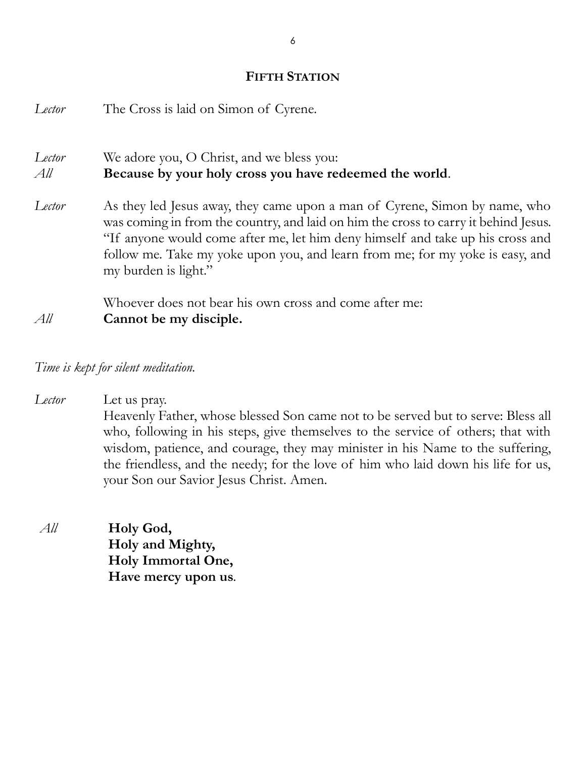## FIFTH STATION

*Lector* The Cross is laid on Simon of Cyrene.

*Lector* We adore you, O Christ, and we bless you:
*All* **Because by your holy cross you have redeemed the world**.

*Lector* As they led Jesus away, they came upon a man of Cyrene, Simon by name, who was coming in from the country, and laid on him the cross to carry it behind Jesus. "If anyone would come after me, let him deny himself and take up his cross and follow me. Take my yoke upon you, and learn from me; for my yoke is easy, and my burden is light."

Whoever does not bear his own cross and come after me:
*All* **Cannot be my disciple.**

*Time is kept for silent meditation.*

*Lector* Let us pray.
Heavenly Father, whose blessed Son came not to be served but to serve: Bless all who, following in his steps, give themselves to the service of others; that with wisdom, patience, and courage, they may minister in his Name to the suffering, the friendless, and the needy; for the love of him who laid down his life for us, your Son our Savior Jesus Christ. Amen.

*All* **Holy God,**
**Holy and Mighty,**
**Holy Immortal One,**
**Have mercy upon us**.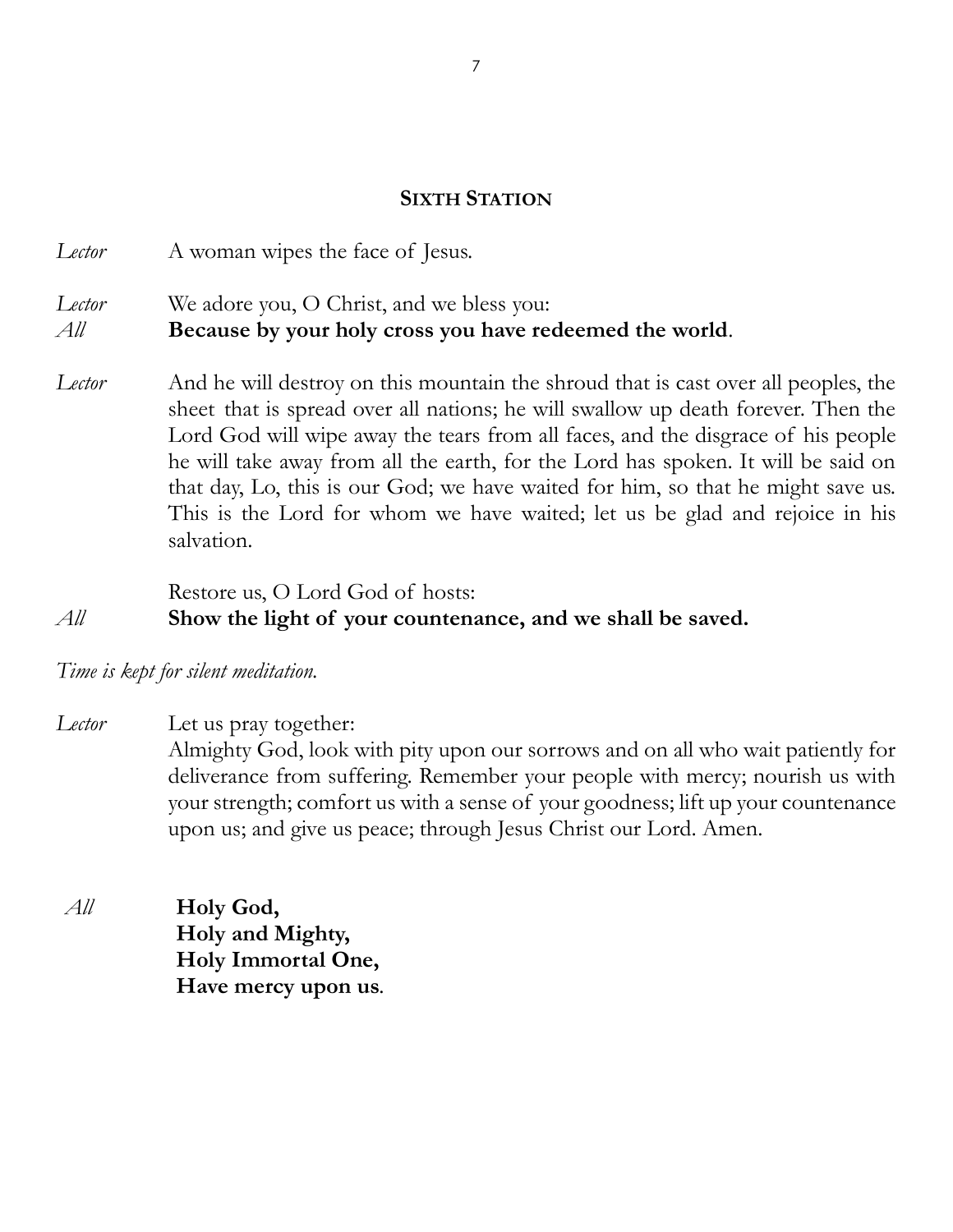## Sixth Station

*Lector* A woman wipes the face of Jesus.

*Lector* We adore you, O Christ, and we bless you:
*All* **Because by your holy cross you have redeemed the world**.

*Lector* And he will destroy on this mountain the shroud that is cast over all peoples, the sheet that is spread over all nations; he will swallow up death forever. Then the Lord God will wipe away the tears from all faces, and the disgrace of his people he will take away from all the earth, for the Lord has spoken. It will be said on that day, Lo, this is our God; we have waited for him, so that he might save us. This is the Lord for whom we have waited; let us be glad and rejoice in his salvation.

Restore us, O Lord God of hosts:
*All* **Show the light of your countenance, and we shall be saved.**

*Time is kept for silent meditation.*

*Lector* Let us pray together:
Almighty God, look with pity upon our sorrows and on all who wait patiently for deliverance from suffering. Remember your people with mercy; nourish us with your strength; comfort us with a sense of your goodness; lift up your countenance upon us; and give us peace; through Jesus Christ our Lord. Amen.

*All* **Holy God,**
**Holy and Mighty,**
**Holy Immortal One,**
**Have mercy upon us**.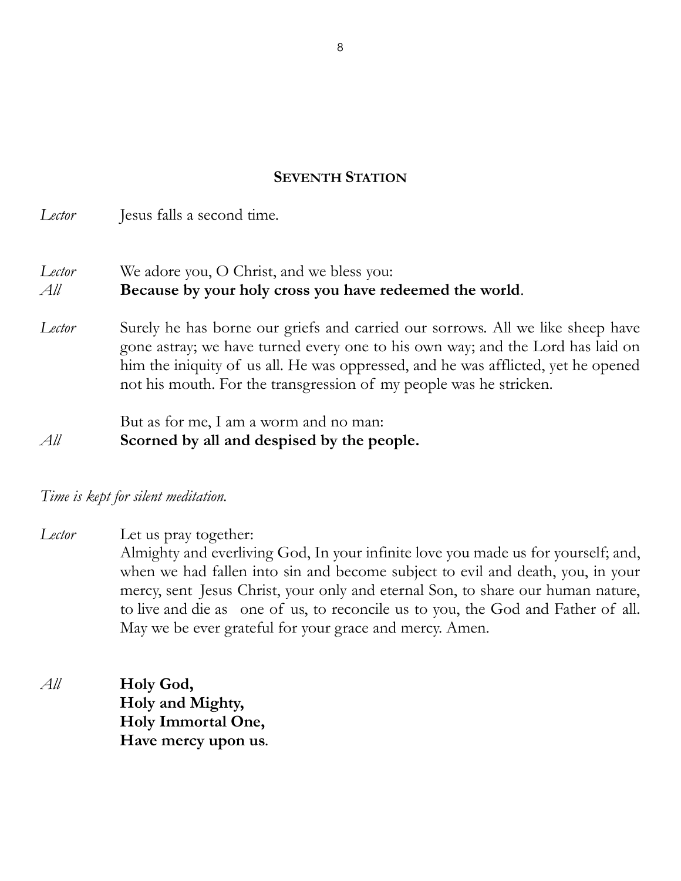## Seventh Station

*Lector* Jesus falls a second time.

*Lector* We adore you, O Christ, and we bless you:
*All* **Because by your holy cross you have redeemed the world**.

*Lector* Surely he has borne our griefs and carried our sorrows. All we like sheep have gone astray; we have turned every one to his own way; and the Lord has laid on him the iniquity of us all. He was oppressed, and he was afflicted, yet he opened not his mouth. For the transgression of my people was he stricken.

But as for me, I am a worm and no man:
*All* **Scorned by all and despised by the people.**

*Time is kept for silent meditation.*

*Lector* Let us pray together:
Almighty and everliving God, In your infinite love you made us for yourself; and, when we had fallen into sin and become subject to evil and death, you, in your mercy, sent Jesus Christ, your only and eternal Son, to share our human nature, to live and die as one of us, to reconcile us to you, the God and Father of all. May we be ever grateful for your grace and mercy. Amen.

*All* **Holy God,**
**Holy and Mighty,**
**Holy Immortal One,**
**Have mercy upon us**.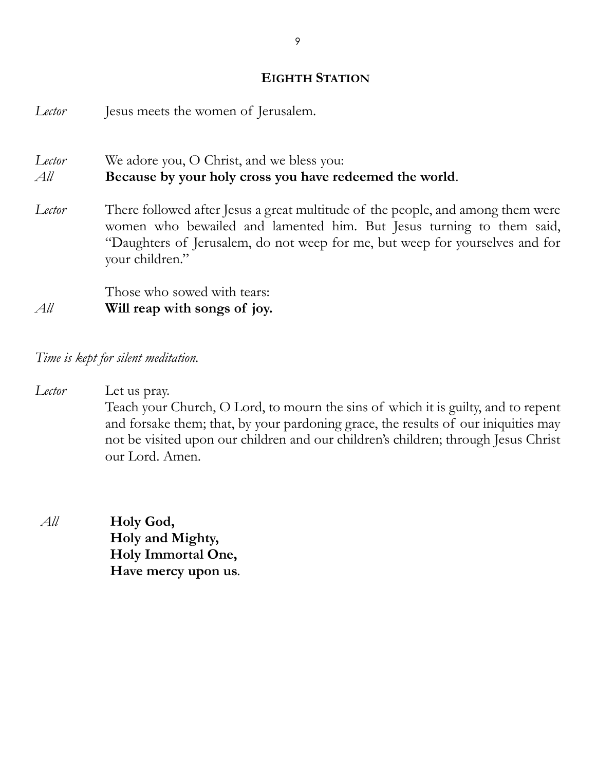## Eighth Station

*Lector* Jesus meets the women of Jerusalem.

*Lector* We adore you, O Christ, and we bless you:
*All* **Because by your holy cross you have redeemed the world**.

*Lector* There followed after Jesus a great multitude of the people, and among them were women who bewailed and lamented him. But Jesus turning to them said, "Daughters of Jerusalem, do not weep for me, but weep for yourselves and for your children."

Those who sowed with tears:
*All* **Will reap with songs of joy.**

*Time is kept for silent meditation.*

*Lector* Let us pray.
Teach your Church, O Lord, to mourn the sins of which it is guilty, and to repent and forsake them; that, by your pardoning grace, the results of our iniquities may not be visited upon our children and our children's children; through Jesus Christ our Lord. Amen.

*All* **Holy God,**
**Holy and Mighty,**
**Holy Immortal One,**
**Have mercy upon us**.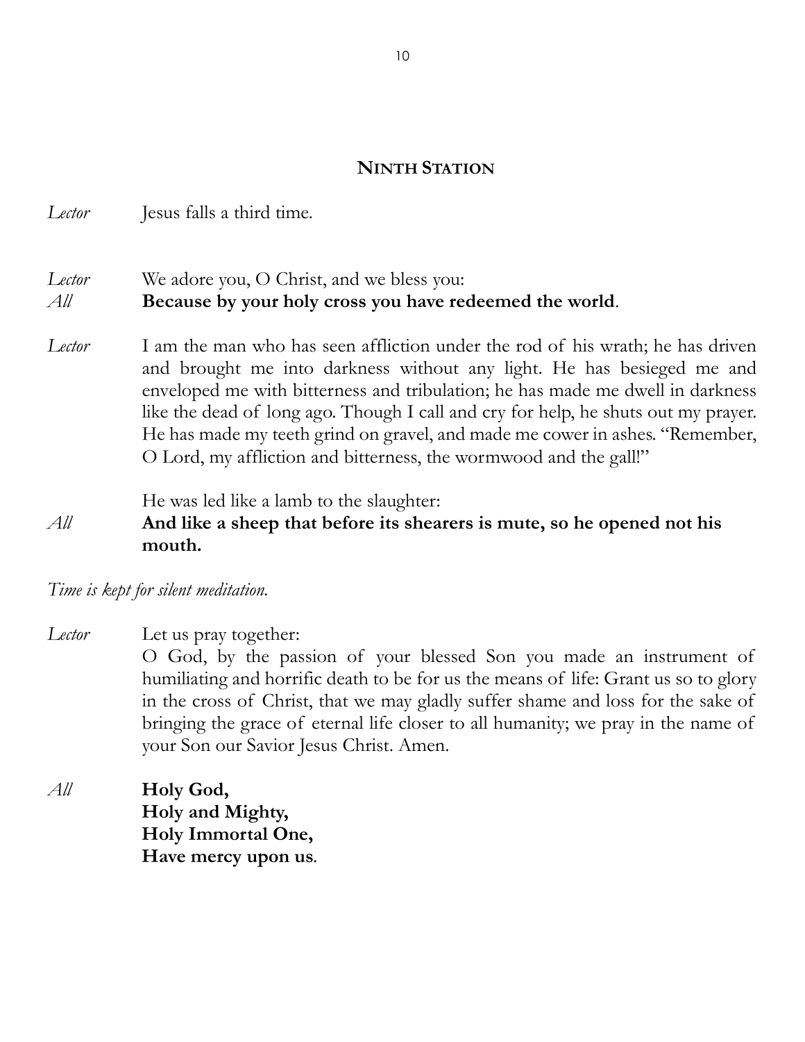## NINTH STATION

*Lector* Jesus falls a third time.

*Lector* We adore you, O Christ, and we bless you:
*All* **Because by your holy cross you have redeemed the world**.

*Lector* I am the man who has seen affliction under the rod of his wrath; he has driven and brought me into darkness without any light. He has besieged me and enveloped me with bitterness and tribulation; he has made me dwell in darkness like the dead of long ago. Though I call and cry for help, he shuts out my prayer. He has made my teeth grind on gravel, and made me cower in ashes. "Remember, O Lord, my affliction and bitterness, the wormwood and the gall!"

He was led like a lamb to the slaughter:
*All* **And like a sheep that before its shearers is mute, so he opened not his mouth.**

*Time is kept for silent meditation.*

*Lector* Let us pray together:
O God, by the passion of your blessed Son you made an instrument of humiliating and horrific death to be for us the means of life: Grant us so to glory in the cross of Christ, that we may gladly suffer shame and loss for the sake of bringing the grace of eternal life closer to all humanity; we pray in the name of your Son our Savior Jesus Christ. Amen.

*All* **Holy God,**
**Holy and Mighty,**
**Holy Immortal One,**
**Have mercy upon us**.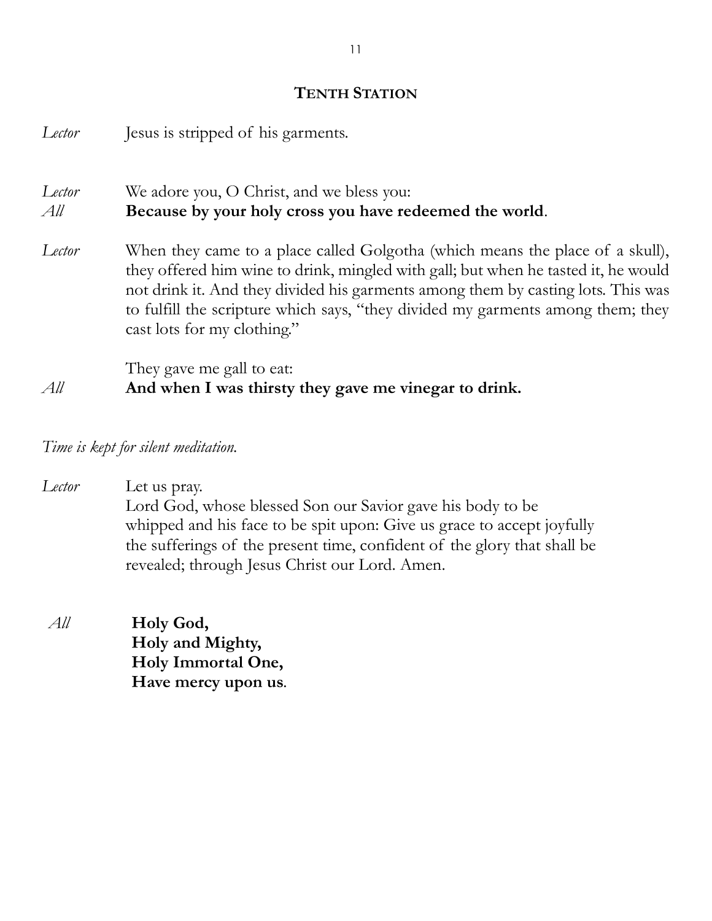## TENTH STATION

*Lector* Jesus is stripped of his garments.

*Lector* We adore you, O Christ, and we bless you:
*All* **Because by your holy cross you have redeemed the world**.

*Lector* When they came to a place called Golgotha (which means the place of a skull), they offered him wine to drink, mingled with gall; but when he tasted it, he would not drink it. And they divided his garments among them by casting lots. This was to fulfill the scripture which says, "they divided my garments among them; they cast lots for my clothing."

They gave me gall to eat:
*All* **And when I was thirsty they gave me vinegar to drink.**

*Time is kept for silent meditation.*

*Lector* Let us pray.
Lord God, whose blessed Son our Savior gave his body to be whipped and his face to be spit upon: Give us grace to accept joyfully the sufferings of the present time, confident of the glory that shall be revealed; through Jesus Christ our Lord. Amen.

*All* **Holy God,**
**Holy and Mighty,**
**Holy Immortal One,**
**Have mercy upon us**.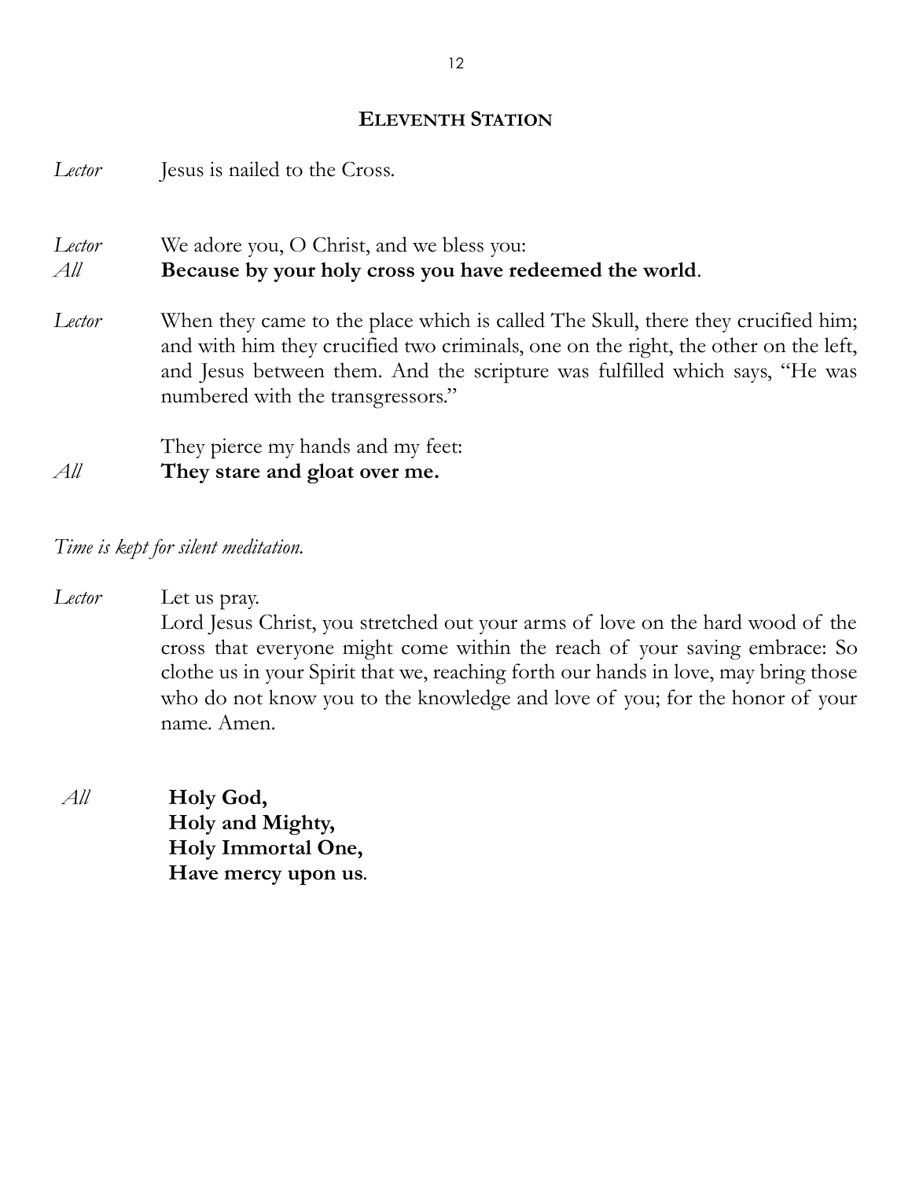## ELEVENTH STATION

*Lector* Jesus is nailed to the Cross.

*Lector* We adore you, O Christ, and we bless you:
*All* **Because by your holy cross you have redeemed the world**.

*Lector* When they came to the place which is called The Skull, there they crucified him; and with him they crucified two criminals, one on the right, the other on the left, and Jesus between them. And the scripture was fulfilled which says, "He was numbered with the transgressors."

They pierce my hands and my feet:
*All* **They stare and gloat over me.**

*Time is kept for silent meditation.*

*Lector* Let us pray.
Lord Jesus Christ, you stretched out your arms of love on the hard wood of the cross that everyone might come within the reach of your saving embrace: So clothe us in your Spirit that we, reaching forth our hands in love, may bring those who do not know you to the knowledge and love of you; for the honor of your name. Amen.

*All* **Holy God,**
**Holy and Mighty,**
**Holy Immortal One,**
**Have mercy upon us**.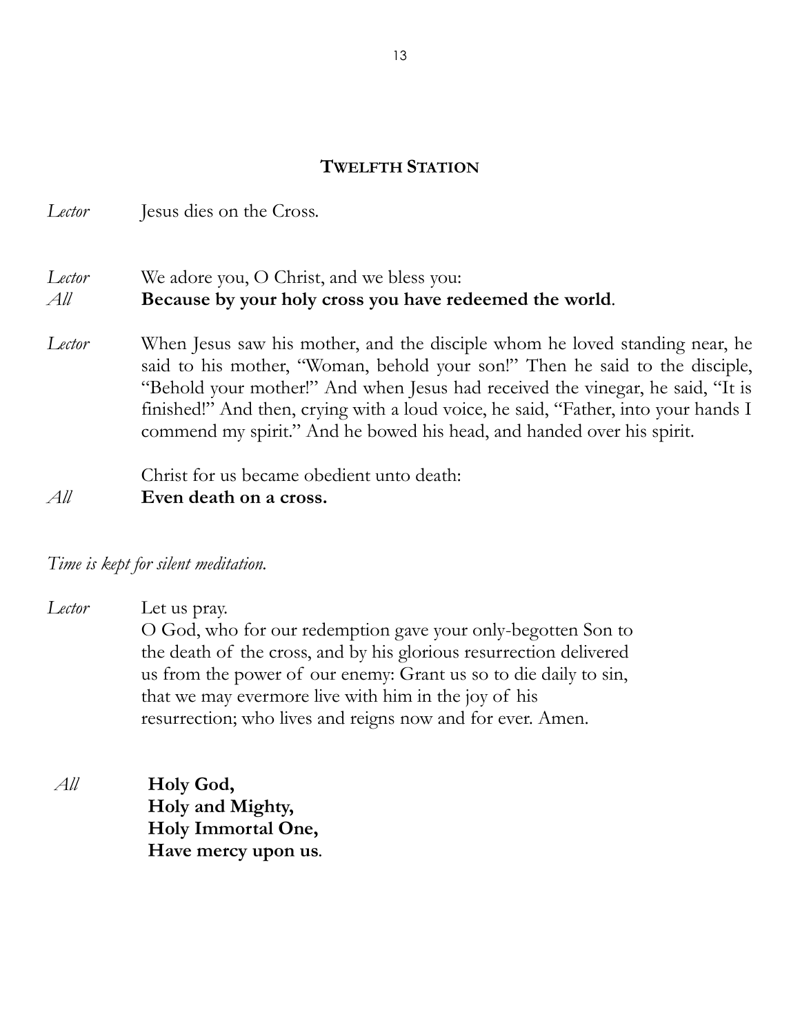## TWELFTH STATION

*Lector* Jesus dies on the Cross.

*Lector* We adore you, O Christ, and we bless you:
*All* **Because by your holy cross you have redeemed the world**.

*Lector* When Jesus saw his mother, and the disciple whom he loved standing near, he said to his mother, "Woman, behold your son!" Then he said to the disciple, "Behold your mother!" And when Jesus had received the vinegar, he said, "It is finished!" And then, crying with a loud voice, he said, "Father, into your hands I commend my spirit." And he bowed his head, and handed over his spirit.

Christ for us became obedient unto death:
*All* **Even death on a cross.**

*Time is kept for silent meditation.*

*Lector* Let us pray.
O God, who for our redemption gave your only-begotten Son to the death of the cross, and by his glorious resurrection delivered us from the power of our enemy: Grant us so to die daily to sin, that we may evermore live with him in the joy of his resurrection; who lives and reigns now and for ever. Amen.

*All* **Holy God,**
**Holy and Mighty,**
**Holy Immortal One,**
**Have mercy upon us**.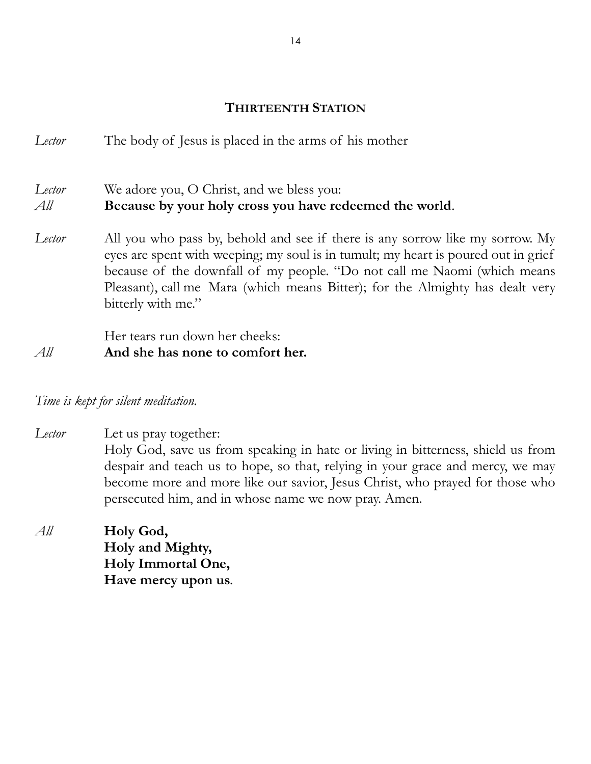## THIRTEENTH STATION

*Lector* The body of Jesus is placed in the arms of his mother

*Lector* We adore you, O Christ, and we bless you:
*All* **Because by your holy cross you have redeemed the world**.

*Lector* All you who pass by, behold and see if there is any sorrow like my sorrow. My eyes are spent with weeping; my soul is in tumult; my heart is poured out in grief because of the downfall of my people. "Do not call me Naomi (which means Pleasant), call me Mara (which means Bitter); for the Almighty has dealt very bitterly with me."

Her tears run down her cheeks:
*All* **And she has none to comfort her.**

*Time is kept for silent meditation.*

*Lector* Let us pray together:
Holy God, save us from speaking in hate or living in bitterness, shield us from despair and teach us to hope, so that, relying in your grace and mercy, we may become more and more like our savior, Jesus Christ, who prayed for those who persecuted him, and in whose name we now pray. Amen.

*All* **Holy God,**
**Holy and Mighty,**
**Holy Immortal One,**
**Have mercy upon us**.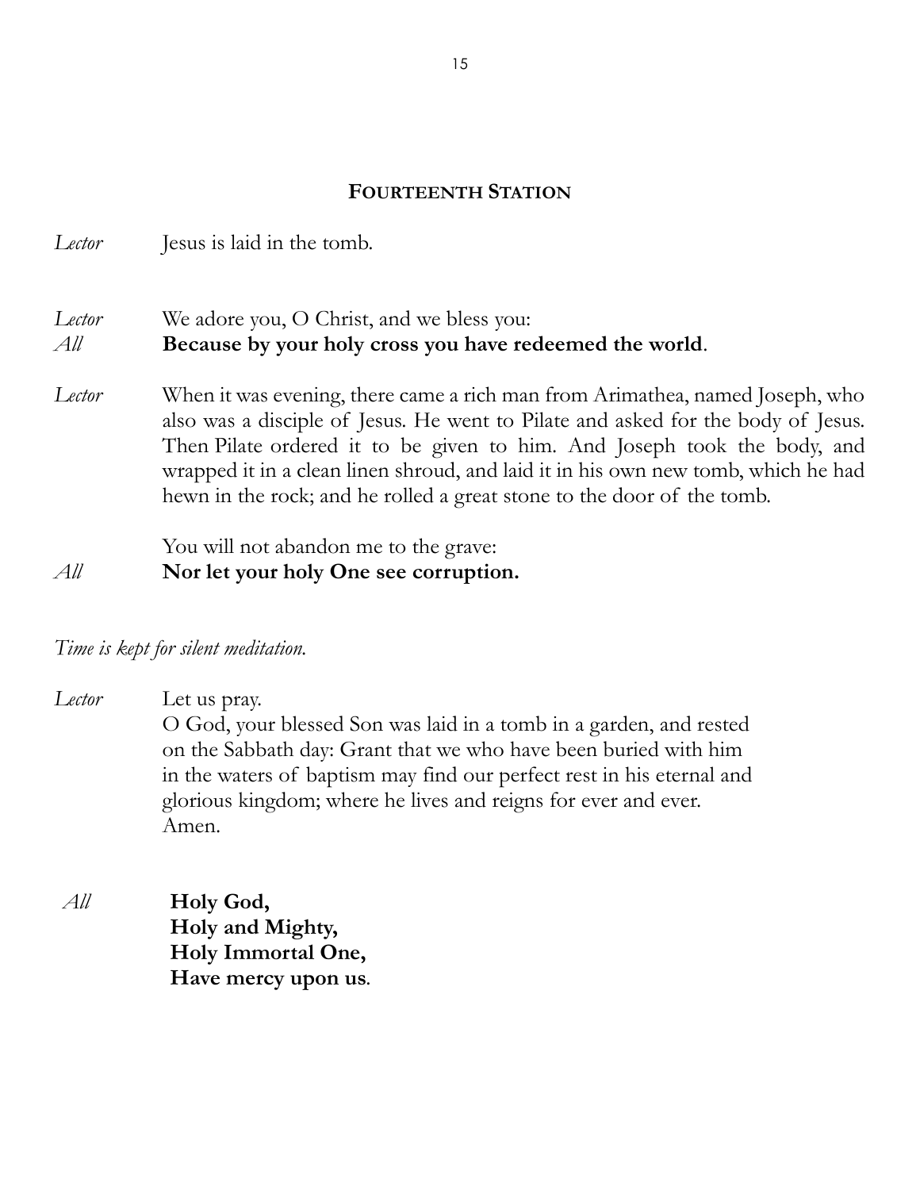## FOURTEENTH STATION

*Lector* Jesus is laid in the tomb.

*Lector* We adore you, O Christ, and we bless you:
*All* **Because by your holy cross you have redeemed the world**.

*Lector* When it was evening, there came a rich man from Arimathea, named Joseph, who also was a disciple of Jesus. He went to Pilate and asked for the body of Jesus. Then Pilate ordered it to be given to him. And Joseph took the body, and wrapped it in a clean linen shroud, and laid it in his own new tomb, which he had hewn in the rock; and he rolled a great stone to the door of the tomb.

You will not abandon me to the grave:
*All* **Nor let your holy One see corruption.**

*Time is kept for silent meditation.*

*Lector* Let us pray.
O God, your blessed Son was laid in a tomb in a garden, and rested on the Sabbath day: Grant that we who have been buried with him in the waters of baptism may find our perfect rest in his eternal and glorious kingdom; where he lives and reigns for ever and ever.
Amen.

*All* **Holy God,**
**Holy and Mighty,**
**Holy Immortal One,**
**Have mercy upon us**.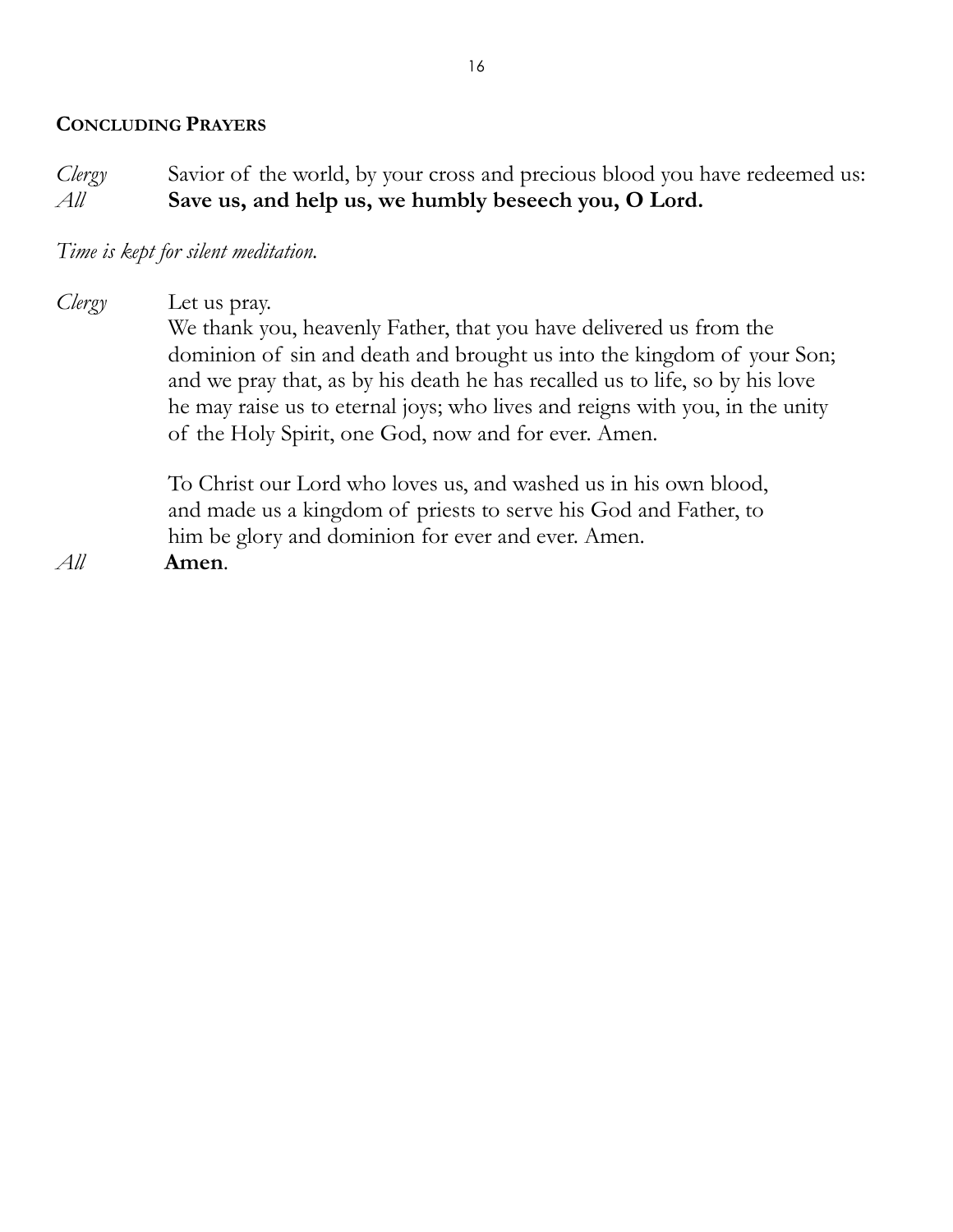## **CONCLUDING PRAYERS**

*Clergy* Savior of the world, by your cross and precious blood you have redeemed us:
*All* **Save us, and help us, we humbly beseech you, O Lord.**

*Time is kept for silent meditation.*

*Clergy* Let us pray.
We thank you, heavenly Father, that you have delivered us from the dominion of sin and death and brought us into the kingdom of your Son; and we pray that, as by his death he has recalled us to life, so by his love he may raise us to eternal joys; who lives and reigns with you, in the unity of the Holy Spirit, one God, now and for ever. Amen.

To Christ our Lord who loves us, and washed us in his own blood, and made us a kingdom of priests to serve his God and Father, to him be glory and dominion for ever and ever. Amen.
*All* **Amen**.